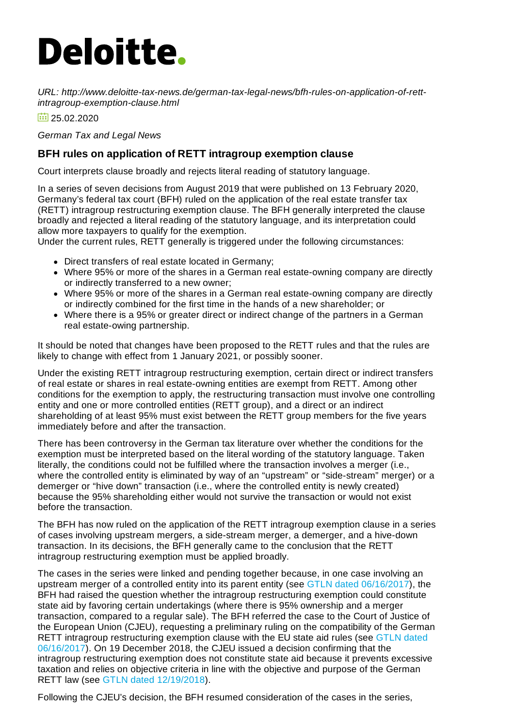Deloitte.

*URL: http://www.deloitte-tax-news.de/german-tax-legal-news/bfh-rules-on-application-of-rett-intragroup-exemption-clause.html*

25.02.2020

*German Tax and Legal News*

## BFH rules on application of RETT intragroup exemption clause

Court interprets clause broadly and rejects literal reading of statutory language.

In a series of seven decisions from August 2019 that were published on 13 February 2020, Germany's federal tax court (BFH) ruled on the application of the real estate transfer tax (RETT) intragroup restructuring exemption clause. The BFH generally interpreted the clause broadly and rejected a literal reading of the statutory language, and its interpretation could allow more taxpayers to qualify for the exemption.
Under the current rules, RETT generally is triggered under the following circumstances:

- Direct transfers of real estate located in Germany;
- Where 95% or more of the shares in a German real estate-owning company are directly or indirectly transferred to a new owner;
- Where 95% or more of the shares in a German real estate-owning company are directly or indirectly combined for the first time in the hands of a new shareholder; or
- Where there is a 95% or greater direct or indirect change of the partners in a German real estate-owing partnership.

It should be noted that changes have been proposed to the RETT rules and that the rules are likely to change with effect from 1 January 2021, or possibly sooner.

Under the existing RETT intragroup restructuring exemption, certain direct or indirect transfers of real estate or shares in real estate-owning entities are exempt from RETT. Among other conditions for the exemption to apply, the restructuring transaction must involve one controlling entity and one or more controlled entities (RETT group), and a direct or an indirect shareholding of at least 95% must exist between the RETT group members for the five years immediately before and after the transaction.

There has been controversy in the German tax literature over whether the conditions for the exemption must be interpreted based on the literal wording of the statutory language. Taken literally, the conditions could not be fulfilled where the transaction involves a merger (i.e., where the controlled entity is eliminated by way of an "upstream" or "side-stream" merger) or a demerger or "hive down" transaction (i.e., where the controlled entity is newly created) because the 95% shareholding either would not survive the transaction or would not exist before the transaction.

The BFH has now ruled on the application of the RETT intragroup exemption clause in a series of cases involving upstream mergers, a side-stream merger, a demerger, and a hive-down transaction. In its decisions, the BFH generally came to the conclusion that the RETT intragroup restructuring exemption must be applied broadly.

The cases in the series were linked and pending together because, in one case involving an upstream merger of a controlled entity into its parent entity (see GTLN dated 06/16/2017), the BFH had raised the question whether the intragroup restructuring exemption could constitute state aid by favoring certain undertakings (where there is 95% ownership and a merger transaction, compared to a regular sale). The BFH referred the case to the Court of Justice of the European Union (CJEU), requesting a preliminary ruling on the compatibility of the German RETT intragroup restructuring exemption clause with the EU state aid rules (see GTLN dated 06/16/2017). On 19 December 2018, the CJEU issued a decision confirming that the intragroup restructuring exemption does not constitute state aid because it prevents excessive taxation and relies on objective criteria in line with the objective and purpose of the German RETT law (see GTLN dated 12/19/2018).

Following the CJEU's decision, the BFH resumed consideration of the cases in the series,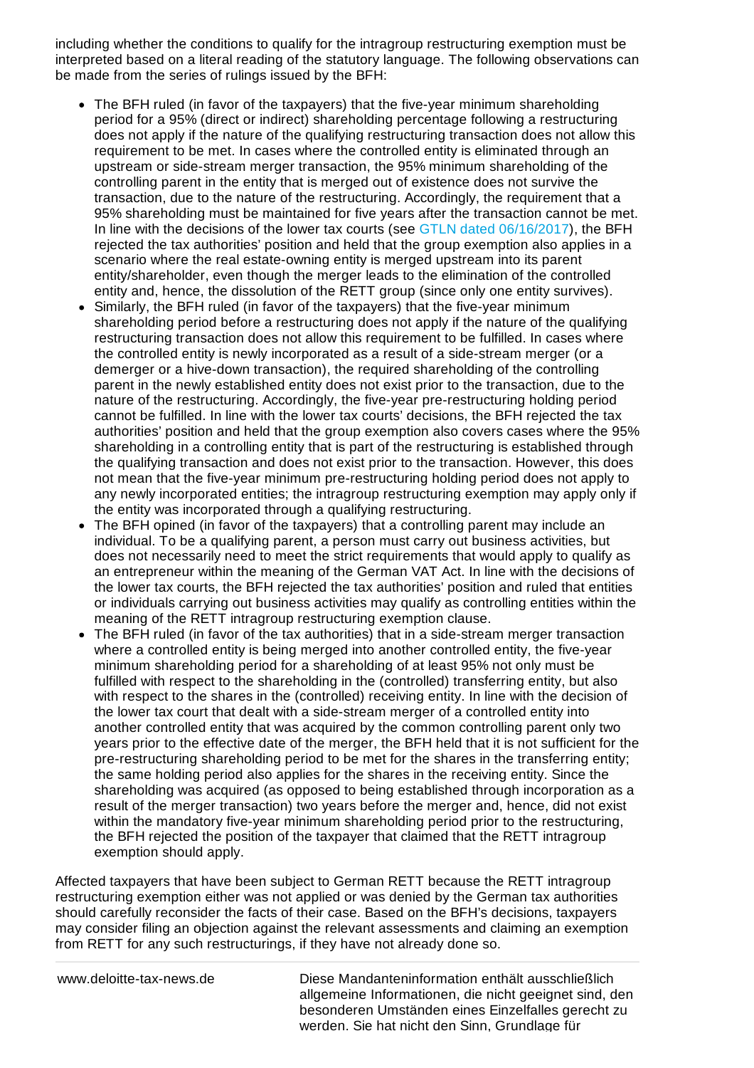including whether the conditions to qualify for the intragroup restructuring exemption must be interpreted based on a literal reading of the statutory language. The following observations can be made from the series of rulings issued by the BFH:

- The BFH ruled (in favor of the taxpayers) that the five-year minimum shareholding period for a 95% (direct or indirect) shareholding percentage following a restructuring does not apply if the nature of the qualifying restructuring transaction does not allow this requirement to be met. In cases where the controlled entity is eliminated through an upstream or side-stream merger transaction, the 95% minimum shareholding of the controlling parent in the entity that is merged out of existence does not survive the transaction, due to the nature of the restructuring. Accordingly, the requirement that a 95% shareholding must be maintained for five years after the transaction cannot be met. In line with the decisions of the lower tax courts (see GTLN dated 06/16/2017), the BFH rejected the tax authorities' position and held that the group exemption also applies in a scenario where the real estate-owning entity is merged upstream into its parent entity/shareholder, even though the merger leads to the elimination of the controlled entity and, hence, the dissolution of the RETT group (since only one entity survives).
- Similarly, the BFH ruled (in favor of the taxpayers) that the five-year minimum shareholding period before a restructuring does not apply if the nature of the qualifying restructuring transaction does not allow this requirement to be fulfilled. In cases where the controlled entity is newly incorporated as a result of a side-stream merger (or a demerger or a hive-down transaction), the required shareholding of the controlling parent in the newly established entity does not exist prior to the transaction, due to the nature of the restructuring. Accordingly, the five-year pre-restructuring holding period cannot be fulfilled. In line with the lower tax courts' decisions, the BFH rejected the tax authorities' position and held that the group exemption also covers cases where the 95% shareholding in a controlling entity that is part of the restructuring is established through the qualifying transaction and does not exist prior to the transaction. However, this does not mean that the five-year minimum pre-restructuring holding period does not apply to any newly incorporated entities; the intragroup restructuring exemption may apply only if the entity was incorporated through a qualifying restructuring.
- The BFH opined (in favor of the taxpayers) that a controlling parent may include an individual. To be a qualifying parent, a person must carry out business activities, but does not necessarily need to meet the strict requirements that would apply to qualify as an entrepreneur within the meaning of the German VAT Act. In line with the decisions of the lower tax courts, the BFH rejected the tax authorities' position and ruled that entities or individuals carrying out business activities may qualify as controlling entities within the meaning of the RETT intragroup restructuring exemption clause.
- The BFH ruled (in favor of the tax authorities) that in a side-stream merger transaction where a controlled entity is being merged into another controlled entity, the five-year minimum shareholding period for a shareholding of at least 95% not only must be fulfilled with respect to the shareholding in the (controlled) transferring entity, but also with respect to the shares in the (controlled) receiving entity. In line with the decision of the lower tax court that dealt with a side-stream merger of a controlled entity into another controlled entity that was acquired by the common controlling parent only two years prior to the effective date of the merger, the BFH held that it is not sufficient for the pre-restructuring shareholding period to be met for the shares in the transferring entity; the same holding period also applies for the shares in the receiving entity. Since the shareholding was acquired (as opposed to being established through incorporation as a result of the merger transaction) two years before the merger and, hence, did not exist within the mandatory five-year minimum shareholding period prior to the restructuring, the BFH rejected the position of the taxpayer that claimed that the RETT intragroup exemption should apply.

Affected taxpayers that have been subject to German RETT because the RETT intragroup restructuring exemption either was not applied or was denied by the German tax authorities should carefully reconsider the facts of their case. Based on the BFH's decisions, taxpayers may consider filing an objection against the relevant assessments and claiming an exemption from RETT for any such restructurings, if they have not already done so.

www.deloitte-tax-news.de

Diese Mandanteninformation enthält ausschließlich allgemeine Informationen, die nicht geeignet sind, den besonderen Umständen eines Einzelfalles gerecht zu werden. Sie hat nicht den Sinn, Grundlage für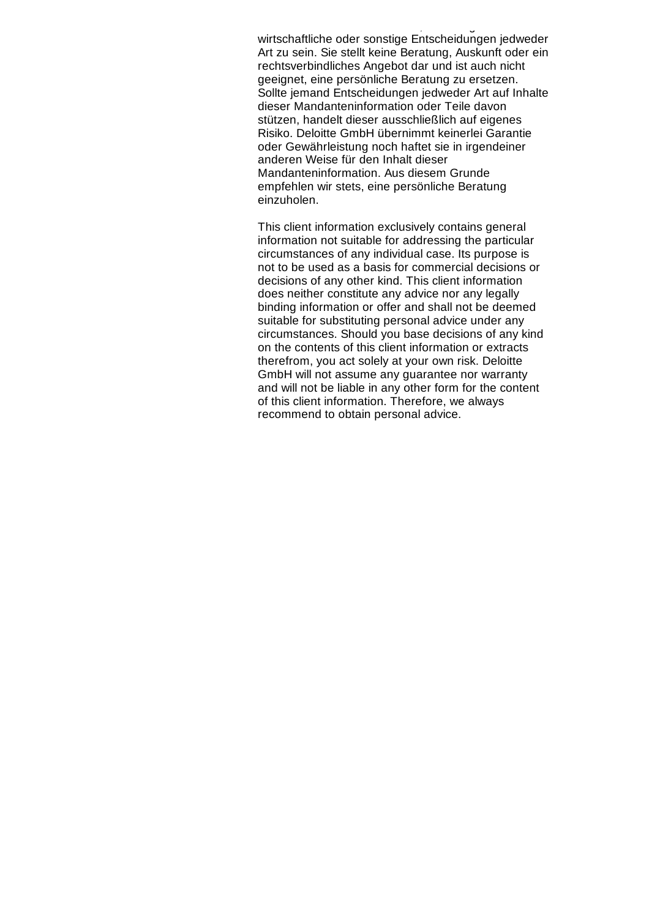wirtschaftliche oder sonstige Entscheidungen jedweder Art zu sein. Sie stellt keine Beratung, Auskunft oder ein rechtsverbindliches Angebot dar und ist auch nicht geeignet, eine persönliche Beratung zu ersetzen. Sollte jemand Entscheidungen jedweder Art auf Inhalte dieser Mandanteninformation oder Teile davon stützen, handelt dieser ausschließlich auf eigenes Risiko. Deloitte GmbH übernimmt keinerlei Garantie oder Gewährleistung noch haftet sie in irgendeiner anderen Weise für den Inhalt dieser Mandanteninformation. Aus diesem Grunde empfehlen wir stets, eine persönliche Beratung einzuholen.

This client information exclusively contains general information not suitable for addressing the particular circumstances of any individual case. Its purpose is not to be used as a basis for commercial decisions or decisions of any other kind. This client information does neither constitute any advice nor any legally binding information or offer and shall not be deemed suitable for substituting personal advice under any circumstances. Should you base decisions of any kind on the contents of this client information or extracts therefrom, you act solely at your own risk. Deloitte GmbH will not assume any guarantee nor warranty and will not be liable in any other form for the content of this client information. Therefore, we always recommend to obtain personal advice.